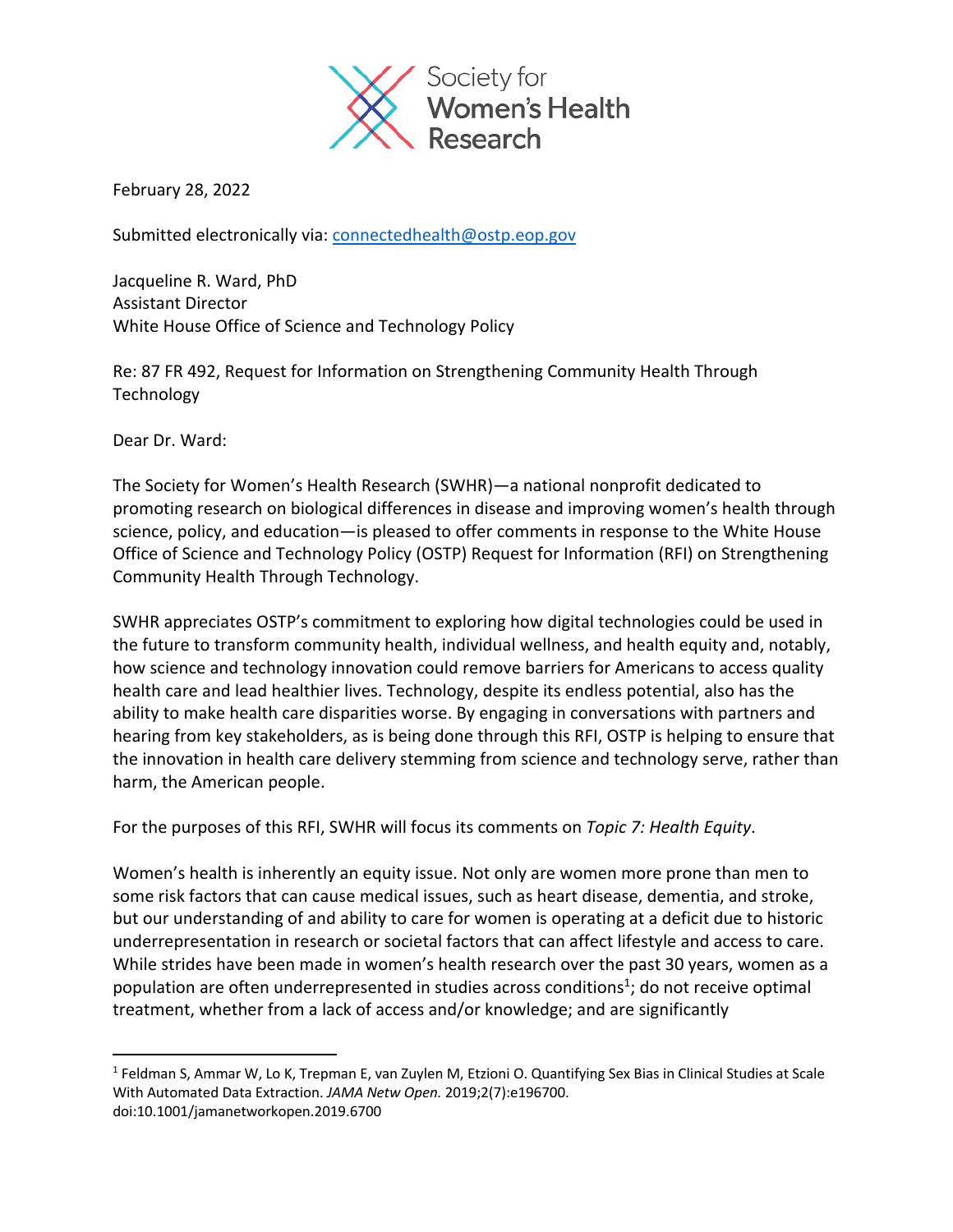Society for Women's Health Research

February 28, 2022

Submitted electronically via: [connectedhealth@ostp.eop.gov](mailto:connectedhealth@ostp.eop.gov)

Jacqueline R. Ward, PhD
Assistant Director
White House Office of Science and Technology Policy

Re: 87 FR 492, Request for Information on Strengthening Community Health Through Technology

Dear Dr. Ward:

The Society for Women's Health Research (SWHR)—a national nonprofit dedicated to promoting research on biological differences in disease and improving women's health through science, policy, and education—is pleased to offer comments in response to the White House Office of Science and Technology Policy (OSTP) Request for Information (RFI) on Strengthening Community Health Through Technology.

SWHR appreciates OSTP's commitment to exploring how digital technologies could be used in the future to transform community health, individual wellness, and health equity and, notably, how science and technology innovation could remove barriers for Americans to access quality health care and lead healthier lives. Technology, despite its endless potential, also has the ability to make health care disparities worse. By engaging in conversations with partners and hearing from key stakeholders, as is being done through this RFI, OSTP is helping to ensure that the innovation in health care delivery stemming from science and technology serve, rather than harm, the American people.

For the purposes of this RFI, SWHR will focus its comments on *Topic 7: Health Equity*.

Women's health is inherently an equity issue. Not only are women more prone than men to some risk factors that can cause medical issues, such as heart disease, dementia, and stroke, but our understanding of and ability to care for women is operating at a deficit due to historic underrepresentation in research or societal factors that can affect lifestyle and access to care. While strides have been made in women's health research over the past 30 years, women as a population are often underrepresented in studies across conditions[1]; do not receive optimal treatment, whether from a lack of access and/or knowledge; and are significantly

[1] Feldman S, Ammar W, Lo K, Trepman E, van Zuylen M, Etzioni O. Quantifying Sex Bias in Clinical Studies at Scale With Automated Data Extraction. *JAMA Netw Open.* 2019;2(7):e196700. doi:10.1001/jamanetworkopen.2019.6700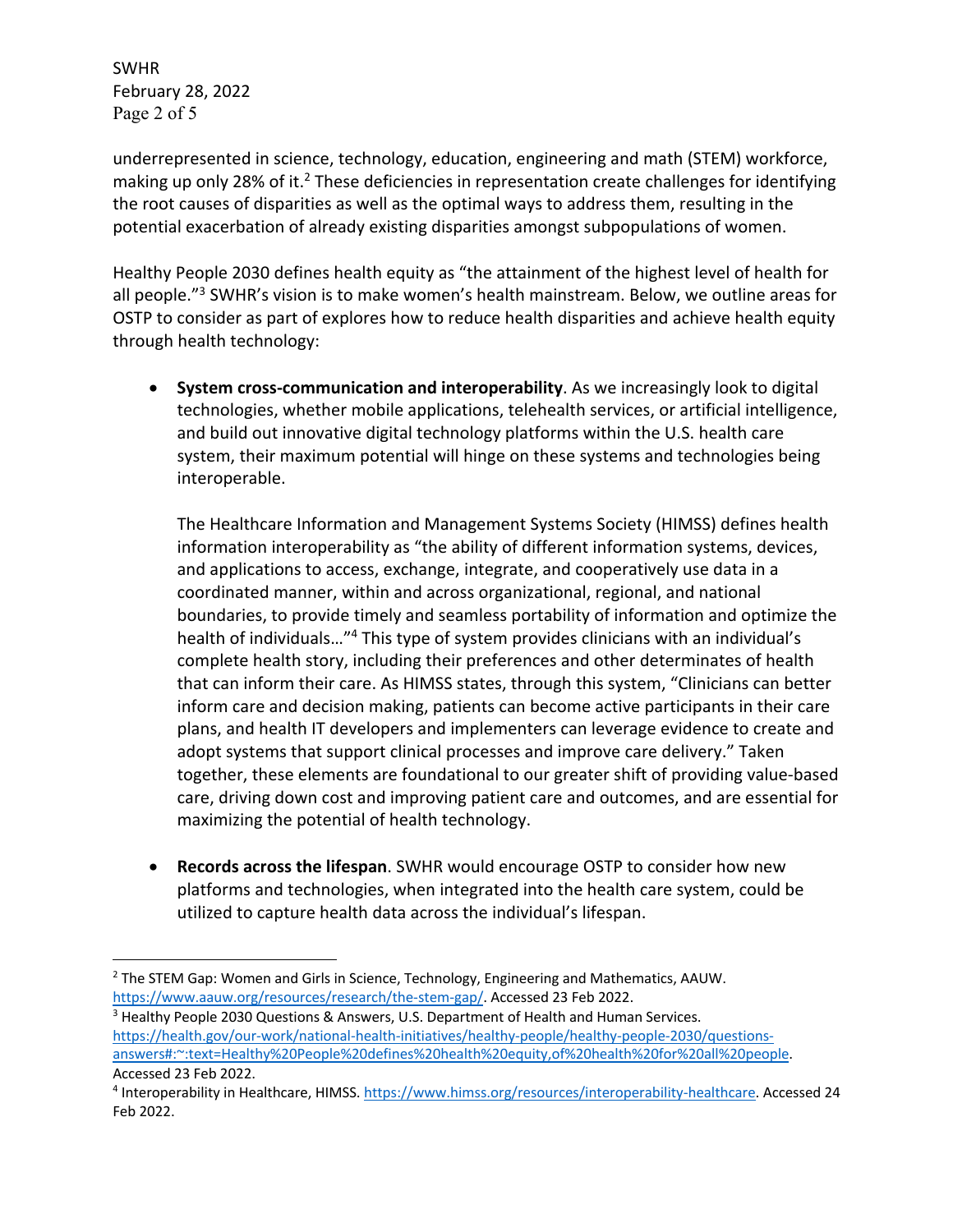underrepresented in science, technology, education, engineering and math (STEM) workforce, making up only 28% of it.[2] These deficiencies in representation create challenges for identifying the root causes of disparities as well as the optimal ways to address them, resulting in the potential exacerbation of already existing disparities amongst subpopulations of women.

Healthy People 2030 defines health equity as "the attainment of the highest level of health for all people."[3] SWHR's vision is to make women's health mainstream. Below, we outline areas for OSTP to consider as part of explores how to reduce health disparities and achieve health equity through health technology:

- **System cross-communication and interoperability**. As we increasingly look to digital technologies, whether mobile applications, telehealth services, or artificial intelligence, and build out innovative digital technology platforms within the U.S. health care system, their maximum potential will hinge on these systems and technologies being interoperable.

  The Healthcare Information and Management Systems Society (HIMSS) defines health information interoperability as "the ability of different information systems, devices, and applications to access, exchange, integrate, and cooperatively use data in a coordinated manner, within and across organizational, regional, and national boundaries, to provide timely and seamless portability of information and optimize the health of individuals…"[4] This type of system provides clinicians with an individual's complete health story, including their preferences and other determinates of health that can inform their care. As HIMSS states, through this system, "Clinicians can better inform care and decision making, patients can become active participants in their care plans, and health IT developers and implementers can leverage evidence to create and adopt systems that support clinical processes and improve care delivery." Taken together, these elements are foundational to our greater shift of providing value-based care, driving down cost and improving patient care and outcomes, and are essential for maximizing the potential of health technology.

- **Records across the lifespan**. SWHR would encourage OSTP to consider how new platforms and technologies, when integrated into the health care system, could be utilized to capture health data across the individual's lifespan.

---

[2] The STEM Gap: Women and Girls in Science, Technology, Engineering and Mathematics, AAUW. https://www.aauw.org/resources/research/the-stem-gap/. Accessed 23 Feb 2022.

[3] Healthy People 2030 Questions & Answers, U.S. Department of Health and Human Services. https://health.gov/our-work/national-health-initiatives/healthy-people/healthy-people-2030/questions-answers#:~:text=Healthy%20People%20defines%20health%20equity,of%20health%20for%20all%20people. Accessed 23 Feb 2022.

[4] Interoperability in Healthcare, HIMSS. https://www.himss.org/resources/interoperability-healthcare. Accessed 24 Feb 2022.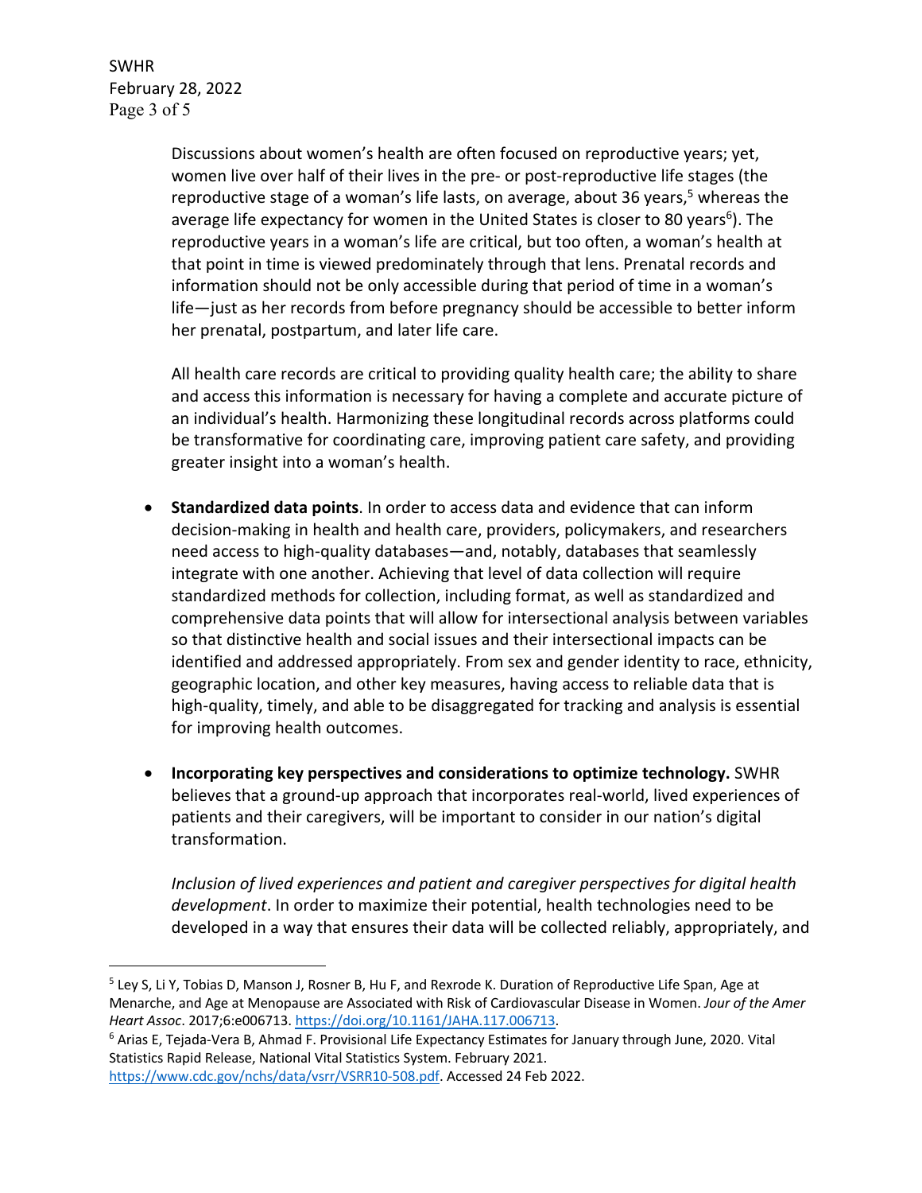Discussions about women's health are often focused on reproductive years; yet, women live over half of their lives in the pre- or post-reproductive life stages (the reproductive stage of a woman's life lasts, on average, about 36 years,[5] whereas the average life expectancy for women in the United States is closer to 80 years[6]). The reproductive years in a woman's life are critical, but too often, a woman's health at that point in time is viewed predominately through that lens. Prenatal records and information should not be only accessible during that period of time in a woman's life—just as her records from before pregnancy should be accessible to better inform her prenatal, postpartum, and later life care.

All health care records are critical to providing quality health care; the ability to share and access this information is necessary for having a complete and accurate picture of an individual's health. Harmonizing these longitudinal records across platforms could be transformative for coordinating care, improving patient care safety, and providing greater insight into a woman's health.

- **Standardized data points**. In order to access data and evidence that can inform decision-making in health and health care, providers, policymakers, and researchers need access to high-quality databases—and, notably, databases that seamlessly integrate with one another. Achieving that level of data collection will require standardized methods for collection, including format, as well as standardized and comprehensive data points that will allow for intersectional analysis between variables so that distinctive health and social issues and their intersectional impacts can be identified and addressed appropriately. From sex and gender identity to race, ethnicity, geographic location, and other key measures, having access to reliable data that is high-quality, timely, and able to be disaggregated for tracking and analysis is essential for improving health outcomes.

- **Incorporating key perspectives and considerations to optimize technology.** SWHR believes that a ground-up approach that incorporates real-world, lived experiences of patients and their caregivers, will be important to consider in our nation's digital transformation.

  *Inclusion of lived experiences and patient and caregiver perspectives for digital health development*. In order to maximize their potential, health technologies need to be developed in a way that ensures their data will be collected reliably, appropriately, and

---

[5] Ley S, Li Y, Tobias D, Manson J, Rosner B, Hu F, and Rexrode K. Duration of Reproductive Life Span, Age at Menarche, and Age at Menopause are Associated with Risk of Cardiovascular Disease in Women. *Jour of the Amer Heart Assoc*. 2017;6:e006713. https://doi.org/10.1161/JAHA.117.006713.

[6] Arias E, Tejada-Vera B, Ahmad F. Provisional Life Expectancy Estimates for January through June, 2020. Vital Statistics Rapid Release, National Vital Statistics System. February 2021. https://www.cdc.gov/nchs/data/vsrr/VSRR10-508.pdf. Accessed 24 Feb 2022.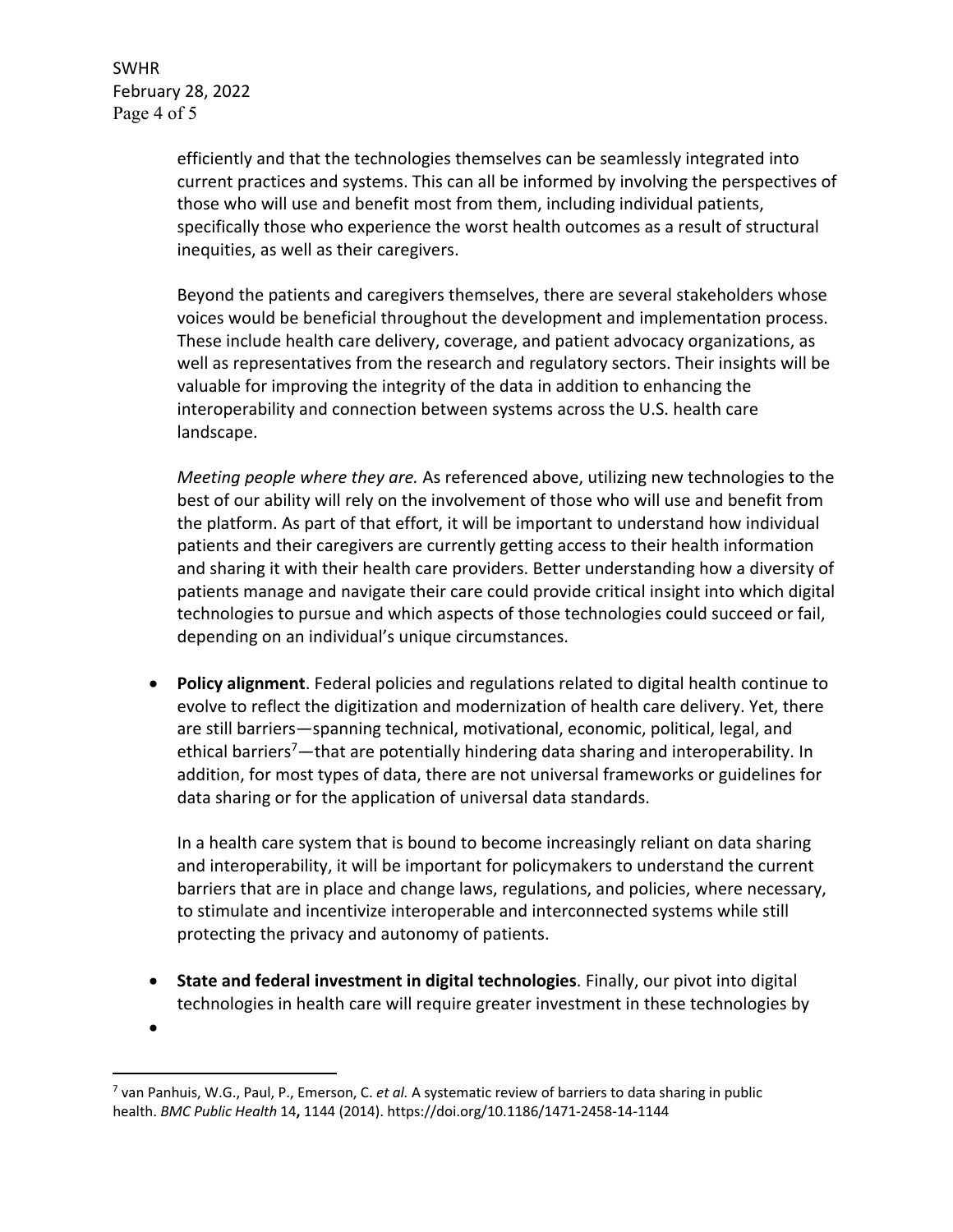efficiently and that the technologies themselves can be seamlessly integrated into current practices and systems. This can all be informed by involving the perspectives of those who will use and benefit most from them, including individual patients, specifically those who experience the worst health outcomes as a result of structural inequities, as well as their caregivers.

Beyond the patients and caregivers themselves, there are several stakeholders whose voices would be beneficial throughout the development and implementation process. These include health care delivery, coverage, and patient advocacy organizations, as well as representatives from the research and regulatory sectors. Their insights will be valuable for improving the integrity of the data in addition to enhancing the interoperability and connection between systems across the U.S. health care landscape.

*Meeting people where they are.* As referenced above, utilizing new technologies to the best of our ability will rely on the involvement of those who will use and benefit from the platform. As part of that effort, it will be important to understand how individual patients and their caregivers are currently getting access to their health information and sharing it with their health care providers. Better understanding how a diversity of patients manage and navigate their care could provide critical insight into which digital technologies to pursue and which aspects of those technologies could succeed or fail, depending on an individual's unique circumstances.

- **Policy alignment**. Federal policies and regulations related to digital health continue to evolve to reflect the digitization and modernization of health care delivery. Yet, there are still barriers—spanning technical, motivational, economic, political, legal, and ethical barriers[7]—that are potentially hindering data sharing and interoperability. In addition, for most types of data, there are not universal frameworks or guidelines for data sharing or for the application of universal data standards.

  In a health care system that is bound to become increasingly reliant on data sharing and interoperability, it will be important for policymakers to understand the current barriers that are in place and change laws, regulations, and policies, where necessary, to stimulate and incentivize interoperable and interconnected systems while still protecting the privacy and autonomy of patients.

- **State and federal investment in digital technologies**. Finally, our pivot into digital technologies in health care will require greater investment in these technologies by

---

[7] van Panhuis, W.G., Paul, P., Emerson, C. *et al.* A systematic review of barriers to data sharing in public health. *BMC Public Health* 14**,** 1144 (2014). https://doi.org/10.1186/1471-2458-14-1144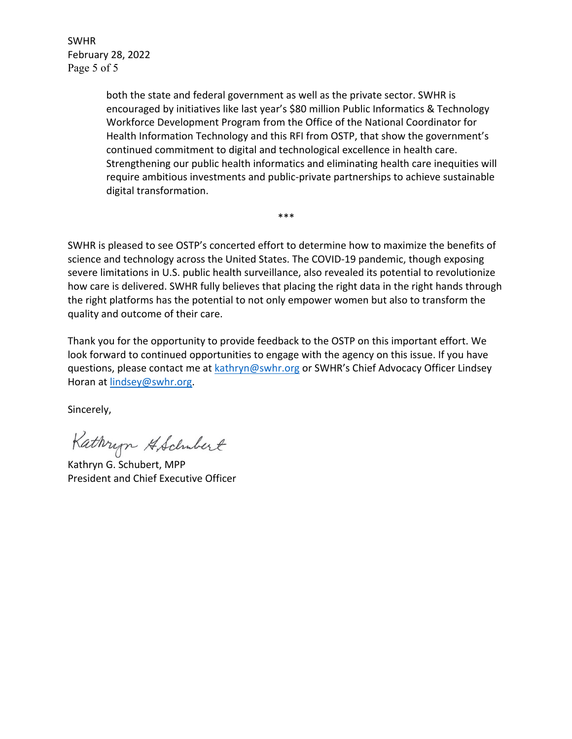both the state and federal government as well as the private sector. SWHR is encouraged by initiatives like last year's $80 million Public Informatics & Technology Workforce Development Program from the Office of the National Coordinator for Health Information Technology and this RFI from OSTP, that show the government's continued commitment to digital and technological excellence in health care. Strengthening our public health informatics and eliminating health care inequities will require ambitious investments and public-private partnerships to achieve sustainable digital transformation.

***

SWHR is pleased to see OSTP's concerted effort to determine how to maximize the benefits of science and technology across the United States. The COVID-19 pandemic, though exposing severe limitations in U.S. public health surveillance, also revealed its potential to revolutionize how care is delivered. SWHR fully believes that placing the right data in the right hands through the right platforms has the potential to not only empower women but also to transform the quality and outcome of their care.

Thank you for the opportunity to provide feedback to the OSTP on this important effort. We look forward to continued opportunities to engage with the agency on this issue. If you have questions, please contact me at kathryn@swhr.org or SWHR's Chief Advocacy Officer Lindsey Horan at lindsey@swhr.org.

Sincerely,

Kathryn G. Schubert

Kathryn G. Schubert, MPP
President and Chief Executive Officer